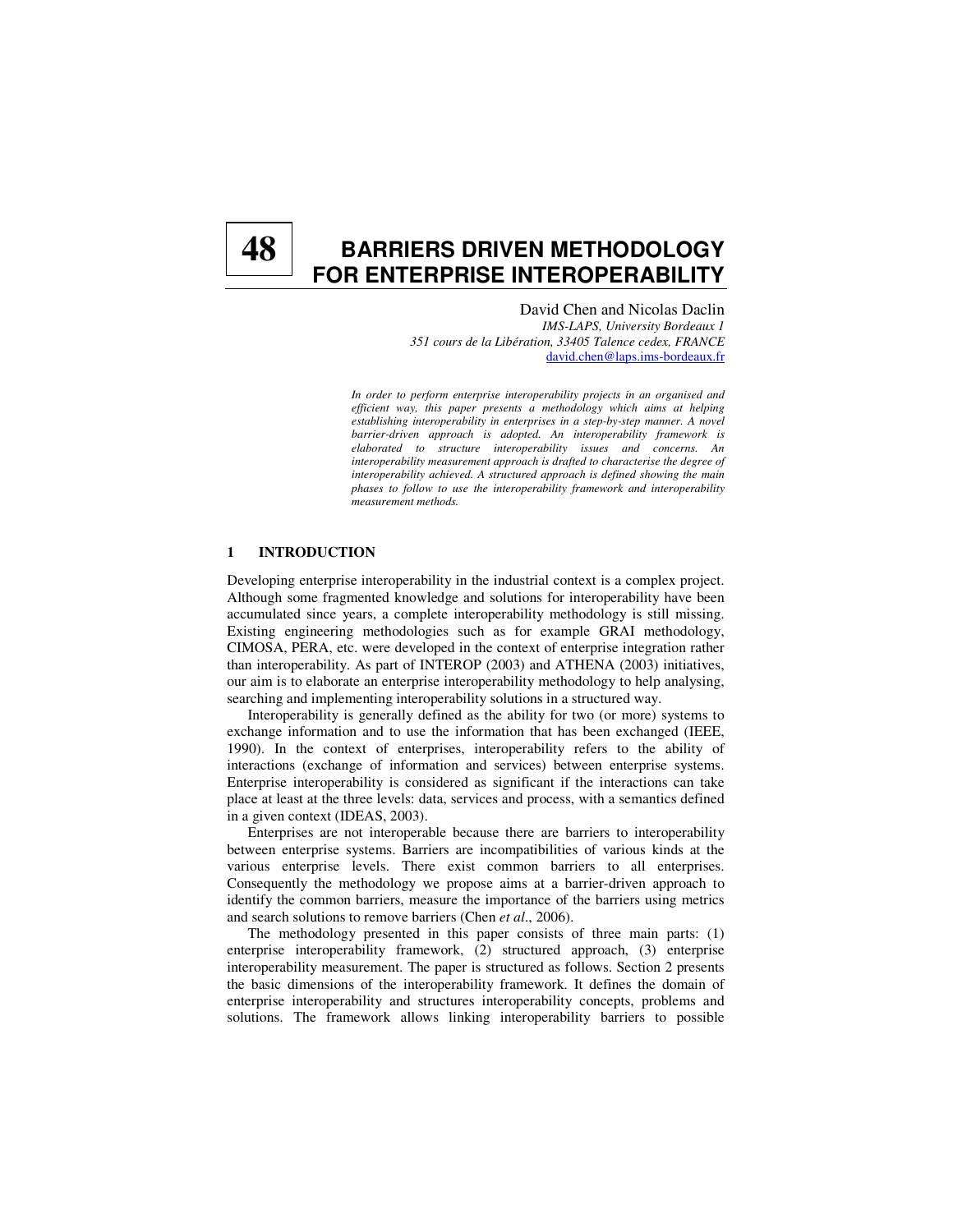# 48 BARRIERS DRIVEN METHODOLOGY FOR ENTERPRISE INTEROPERABILITY

David Chen and Nicolas Daclin

*IMS-LAPS, University Bordeaux 1*
*351 cours de la Libération, 33405 Talence cedex, FRANCE*
david.chen@laps.ims-bordeaux.fr

*In order to perform enterprise interoperability projects in an organised and efficient way, this paper presents a methodology which aims at helping establishing interoperability in enterprises in a step-by-step manner. A novel barrier-driven approach is adopted. An interoperability framework is elaborated to structure interoperability issues and concerns. An interoperability measurement approach is drafted to characterise the degree of interoperability achieved. A structured approach is defined showing the main phases to follow to use the interoperability framework and interoperability measurement methods.*

## 1 INTRODUCTION

Developing enterprise interoperability in the industrial context is a complex project. Although some fragmented knowledge and solutions for interoperability have been accumulated since years, a complete interoperability methodology is still missing. Existing engineering methodologies such as for example GRAI methodology, CIMOSA, PERA, etc. were developed in the context of enterprise integration rather than interoperability. As part of INTEROP (2003) and ATHENA (2003) initiatives, our aim is to elaborate an enterprise interoperability methodology to help analysing, searching and implementing interoperability solutions in a structured way.

Interoperability is generally defined as the ability for two (or more) systems to exchange information and to use the information that has been exchanged (IEEE, 1990). In the context of enterprises, interoperability refers to the ability of interactions (exchange of information and services) between enterprise systems. Enterprise interoperability is considered as significant if the interactions can take place at least at the three levels: data, services and process, with a semantics defined in a given context (IDEAS, 2003).

Enterprises are not interoperable because there are barriers to interoperability between enterprise systems. Barriers are incompatibilities of various kinds at the various enterprise levels. There exist common barriers to all enterprises. Consequently the methodology we propose aims at a barrier-driven approach to identify the common barriers, measure the importance of the barriers using metrics and search solutions to remove barriers (Chen *et al*., 2006).

The methodology presented in this paper consists of three main parts: (1) enterprise interoperability framework, (2) structured approach, (3) enterprise interoperability measurement. The paper is structured as follows. Section 2 presents the basic dimensions of the interoperability framework. It defines the domain of enterprise interoperability and structures interoperability concepts, problems and solutions. The framework allows linking interoperability barriers to possible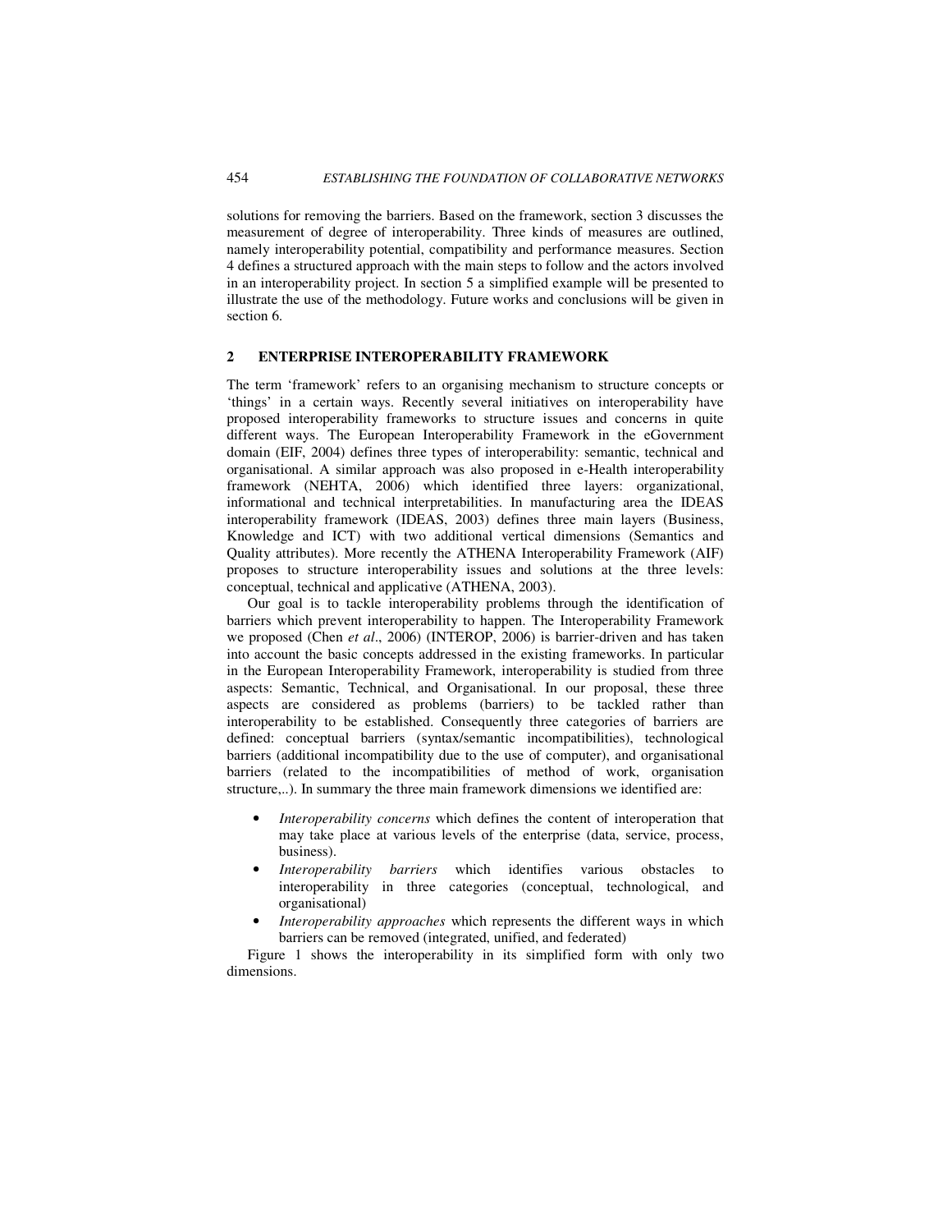solutions for removing the barriers. Based on the framework, section 3 discusses the measurement of degree of interoperability. Three kinds of measures are outlined, namely interoperability potential, compatibility and performance measures. Section 4 defines a structured approach with the main steps to follow and the actors involved in an interoperability project. In section 5 a simplified example will be presented to illustrate the use of the methodology. Future works and conclusions will be given in section 6.

## 2 ENTERPRISE INTEROPERABILITY FRAMEWORK

The term 'framework' refers to an organising mechanism to structure concepts or 'things' in a certain ways. Recently several initiatives on interoperability have proposed interoperability frameworks to structure issues and concerns in quite different ways. The European Interoperability Framework in the eGovernment domain (EIF, 2004) defines three types of interoperability: semantic, technical and organisational. A similar approach was also proposed in e-Health interoperability framework (NEHTA, 2006) which identified three layers: organizational, informational and technical interpretabilities. In manufacturing area the IDEAS interoperability framework (IDEAS, 2003) defines three main layers (Business, Knowledge and ICT) with two additional vertical dimensions (Semantics and Quality attributes). More recently the ATHENA Interoperability Framework (AIF) proposes to structure interoperability issues and solutions at the three levels: conceptual, technical and applicative (ATHENA, 2003).

Our goal is to tackle interoperability problems through the identification of barriers which prevent interoperability to happen. The Interoperability Framework we proposed (Chen *et al*., 2006) (INTEROP, 2006) is barrier-driven and has taken into account the basic concepts addressed in the existing frameworks. In particular in the European Interoperability Framework, interoperability is studied from three aspects: Semantic, Technical, and Organisational. In our proposal, these three aspects are considered as problems (barriers) to be tackled rather than interoperability to be established. Consequently three categories of barriers are defined: conceptual barriers (syntax/semantic incompatibilities), technological barriers (additional incompatibility due to the use of computer), and organisational barriers (related to the incompatibilities of method of work, organisation structure,..). In summary the three main framework dimensions we identified are:

- *Interoperability concerns* which defines the content of interoperation that may take place at various levels of the enterprise (data, service, process, business).
- *Interoperability barriers* which identifies various obstacles to interoperability in three categories (conceptual, technological, and organisational)
- *Interoperability approaches* which represents the different ways in which barriers can be removed (integrated, unified, and federated)

Figure 1 shows the interoperability in its simplified form with only two dimensions.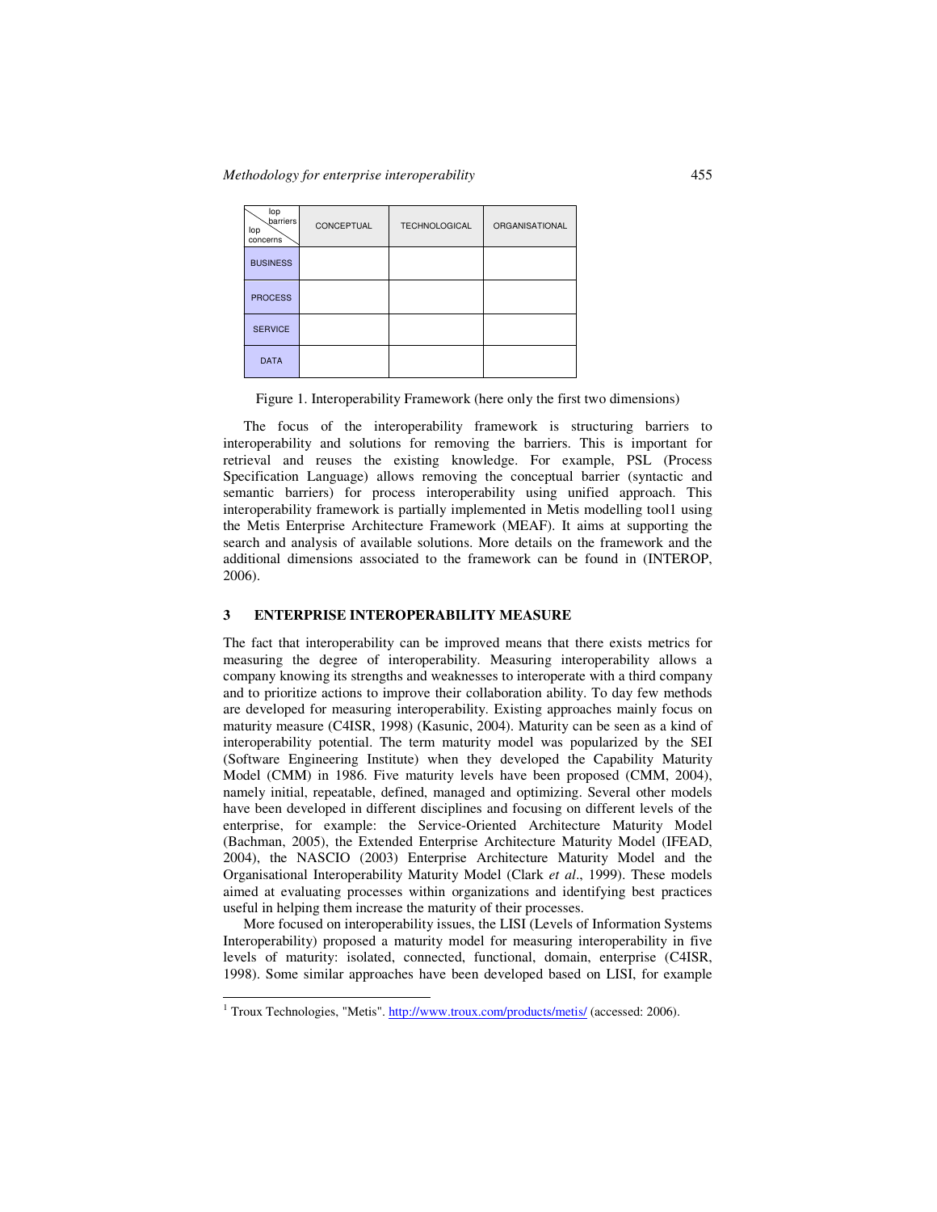| Iop barriers / Iop concerns | CONCEPTUAL | TECHNOLOGICAL | ORGANISATIONAL |
|---|---|---|---|
| BUSINESS | | | |
| PROCESS | | | |
| SERVICE | | | |
| DATA | | | |

Figure 1. Interoperability Framework (here only the first two dimensions)

The focus of the interoperability framework is structuring barriers to interoperability and solutions for removing the barriers. This is important for retrieval and reuses the existing knowledge. For example, PSL (Process Specification Language) allows removing the conceptual barrier (syntactic and semantic barriers) for process interoperability using unified approach. This interoperability framework is partially implemented in Metis modelling tool[1] using the Metis Enterprise Architecture Framework (MEAF). It aims at supporting the search and analysis of available solutions. More details on the framework and the additional dimensions associated to the framework can be found in (INTEROP, 2006).

## 3 ENTERPRISE INTEROPERABILITY MEASURE

The fact that interoperability can be improved means that there exists metrics for measuring the degree of interoperability. Measuring interoperability allows a company knowing its strengths and weaknesses to interoperate with a third company and to prioritize actions to improve their collaboration ability. To day few methods are developed for measuring interoperability. Existing approaches mainly focus on maturity measure (C4ISR, 1998) (Kasunic, 2004). Maturity can be seen as a kind of interoperability potential. The term maturity model was popularized by the SEI (Software Engineering Institute) when they developed the Capability Maturity Model (CMM) in 1986. Five maturity levels have been proposed (CMM, 2004), namely initial, repeatable, defined, managed and optimizing. Several other models have been developed in different disciplines and focusing on different levels of the enterprise, for example: the Service-Oriented Architecture Maturity Model (Bachman, 2005), the Extended Enterprise Architecture Maturity Model (IFEAD, 2004), the NASCIO (2003) Enterprise Architecture Maturity Model and the Organisational Interoperability Maturity Model (Clark *et al*., 1999). These models aimed at evaluating processes within organizations and identifying best practices useful in helping them increase the maturity of their processes.

More focused on interoperability issues, the LISI (Levels of Information Systems Interoperability) proposed a maturity model for measuring interoperability in five levels of maturity: isolated, connected, functional, domain, enterprise (C4ISR, 1998). Some similar approaches have been developed based on LISI, for example

[1] Troux Technologies, "Metis". http://www.troux.com/products/metis/ (accessed: 2006).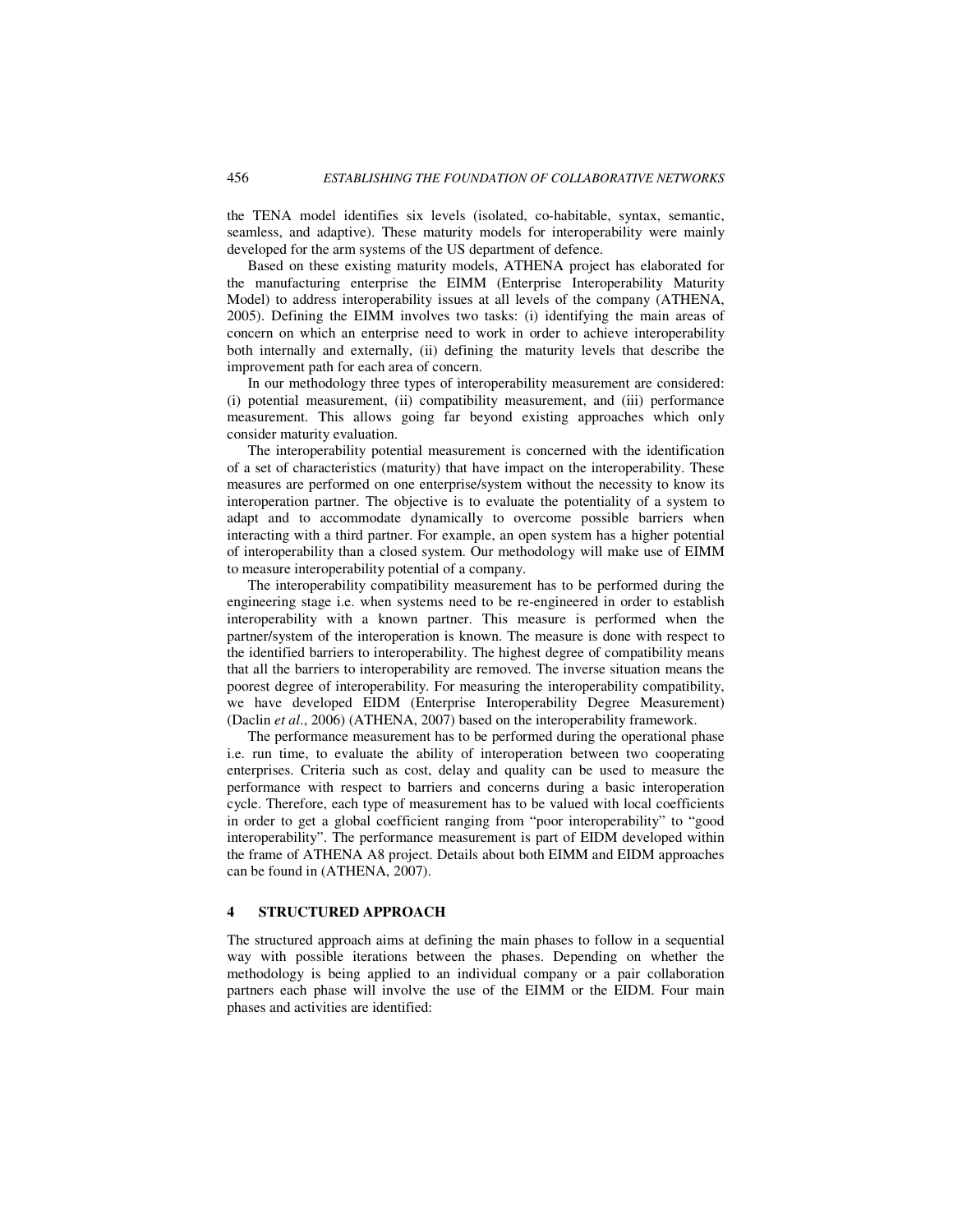the TENA model identifies six levels (isolated, co-habitable, syntax, semantic, seamless, and adaptive). These maturity models for interoperability were mainly developed for the arm systems of the US department of defence.

Based on these existing maturity models, ATHENA project has elaborated for the manufacturing enterprise the EIMM (Enterprise Interoperability Maturity Model) to address interoperability issues at all levels of the company (ATHENA, 2005). Defining the EIMM involves two tasks: (i) identifying the main areas of concern on which an enterprise need to work in order to achieve interoperability both internally and externally, (ii) defining the maturity levels that describe the improvement path for each area of concern.

In our methodology three types of interoperability measurement are considered: (i) potential measurement, (ii) compatibility measurement, and (iii) performance measurement. This allows going far beyond existing approaches which only consider maturity evaluation.

The interoperability potential measurement is concerned with the identification of a set of characteristics (maturity) that have impact on the interoperability. These measures are performed on one enterprise/system without the necessity to know its interoperation partner. The objective is to evaluate the potentiality of a system to adapt and to accommodate dynamically to overcome possible barriers when interacting with a third partner. For example, an open system has a higher potential of interoperability than a closed system. Our methodology will make use of EIMM to measure interoperability potential of a company.

The interoperability compatibility measurement has to be performed during the engineering stage i.e. when systems need to be re-engineered in order to establish interoperability with a known partner. This measure is performed when the partner/system of the interoperation is known. The measure is done with respect to the identified barriers to interoperability. The highest degree of compatibility means that all the barriers to interoperability are removed. The inverse situation means the poorest degree of interoperability. For measuring the interoperability compatibility, we have developed EIDM (Enterprise Interoperability Degree Measurement) (Daclin *et al.*, 2006) (ATHENA, 2007) based on the interoperability framework.

The performance measurement has to be performed during the operational phase i.e. run time, to evaluate the ability of interoperation between two cooperating enterprises. Criteria such as cost, delay and quality can be used to measure the performance with respect to barriers and concerns during a basic interoperation cycle. Therefore, each type of measurement has to be valued with local coefficients in order to get a global coefficient ranging from "poor interoperability" to "good interoperability". The performance measurement is part of EIDM developed within the frame of ATHENA A8 project. Details about both EIMM and EIDM approaches can be found in (ATHENA, 2007).

## 4 STRUCTURED APPROACH

The structured approach aims at defining the main phases to follow in a sequential way with possible iterations between the phases. Depending on whether the methodology is being applied to an individual company or a pair collaboration partners each phase will involve the use of the EIMM or the EIDM. Four main phases and activities are identified: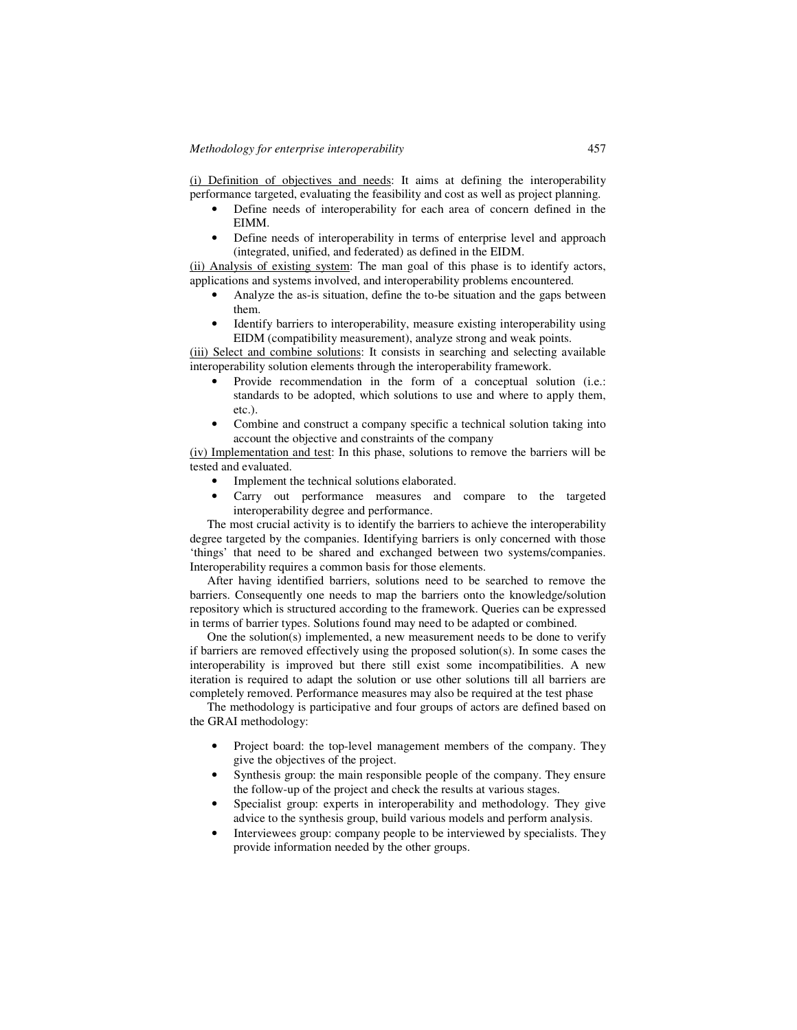(i) Definition of objectives and needs: It aims at defining the interoperability performance targeted, evaluating the feasibility and cost as well as project planning.

- Define needs of interoperability for each area of concern defined in the EIMM.
- Define needs of interoperability in terms of enterprise level and approach (integrated, unified, and federated) as defined in the EIDM.

(ii) Analysis of existing system: The man goal of this phase is to identify actors, applications and systems involved, and interoperability problems encountered.

- Analyze the as-is situation, define the to-be situation and the gaps between them.
- Identify barriers to interoperability, measure existing interoperability using EIDM (compatibility measurement), analyze strong and weak points.

(iii) Select and combine solutions: It consists in searching and selecting available interoperability solution elements through the interoperability framework.

- Provide recommendation in the form of a conceptual solution (i.e.: standards to be adopted, which solutions to use and where to apply them, etc.).
- Combine and construct a company specific a technical solution taking into account the objective and constraints of the company

(iv) Implementation and test: In this phase, solutions to remove the barriers will be tested and evaluated.

- Implement the technical solutions elaborated.
- Carry out performance measures and compare to the targeted interoperability degree and performance.

The most crucial activity is to identify the barriers to achieve the interoperability degree targeted by the companies. Identifying barriers is only concerned with those 'things' that need to be shared and exchanged between two systems/companies. Interoperability requires a common basis for those elements.

After having identified barriers, solutions need to be searched to remove the barriers. Consequently one needs to map the barriers onto the knowledge/solution repository which is structured according to the framework. Queries can be expressed in terms of barrier types. Solutions found may need to be adapted or combined.

One the solution(s) implemented, a new measurement needs to be done to verify if barriers are removed effectively using the proposed solution(s). In some cases the interoperability is improved but there still exist some incompatibilities. A new iteration is required to adapt the solution or use other solutions till all barriers are completely removed. Performance measures may also be required at the test phase

The methodology is participative and four groups of actors are defined based on the GRAI methodology:

- Project board: the top-level management members of the company. They give the objectives of the project.
- Synthesis group: the main responsible people of the company. They ensure the follow-up of the project and check the results at various stages.
- Specialist group: experts in interoperability and methodology. They give advice to the synthesis group, build various models and perform analysis.
- Interviewees group: company people to be interviewed by specialists. They provide information needed by the other groups.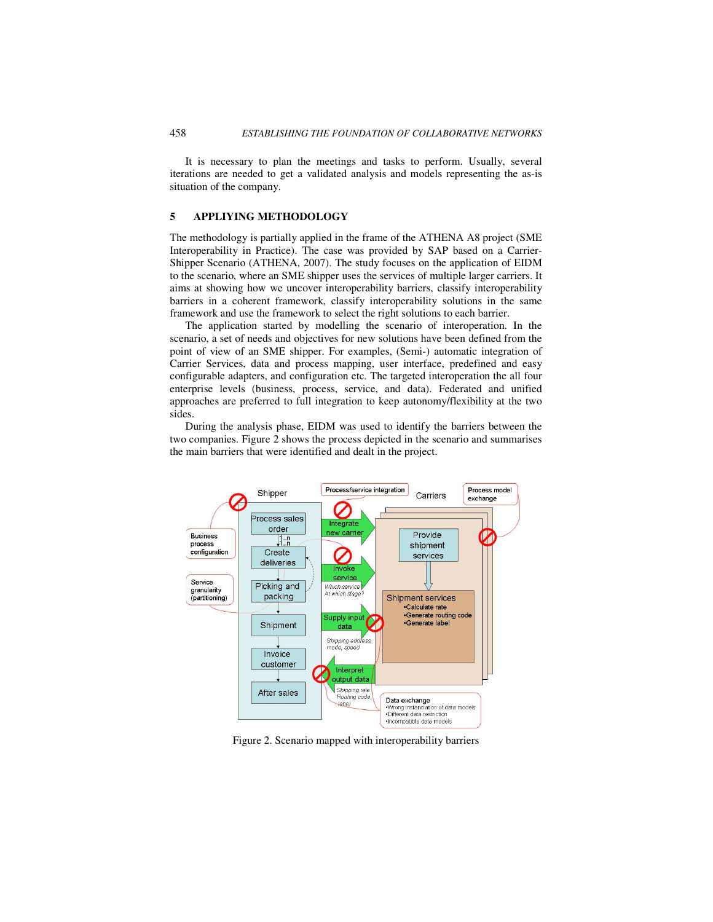It is necessary to plan the meetings and tasks to perform. Usually, several iterations are needed to get a validated analysis and models representing the as-is situation of the company.

## 5 APPLIYING METHODOLOGY

The methodology is partially applied in the frame of the ATHENA A8 project (SME Interoperability in Practice). The case was provided by SAP based on a Carrier-Shipper Scenario (ATHENA, 2007). The study focuses on the application of EIDM to the scenario, where an SME shipper uses the services of multiple larger carriers. It aims at showing how we uncover interoperability barriers, classify interoperability barriers in a coherent framework, classify interoperability solutions in the same framework and use the framework to select the right solutions to each barrier.

The application started by modelling the scenario of interoperation. In the scenario, a set of needs and objectives for new solutions have been defined from the point of view of an SME shipper. For examples, (Semi-) automatic integration of Carrier Services, data and process mapping, user interface, predefined and easy configurable adapters, and configuration etc. The targeted interoperation the all four enterprise levels (business, process, service, and data). Federated and unified approaches are preferred to full integration to keep autonomy/flexibility at the two sides.

During the analysis phase, EIDM was used to identify the barriers between the two companies. Figure 2 shows the process depicted in the scenario and summarises the main barriers that were identified and dealt in the project.

Figure 2. Scenario mapped with interoperability barriers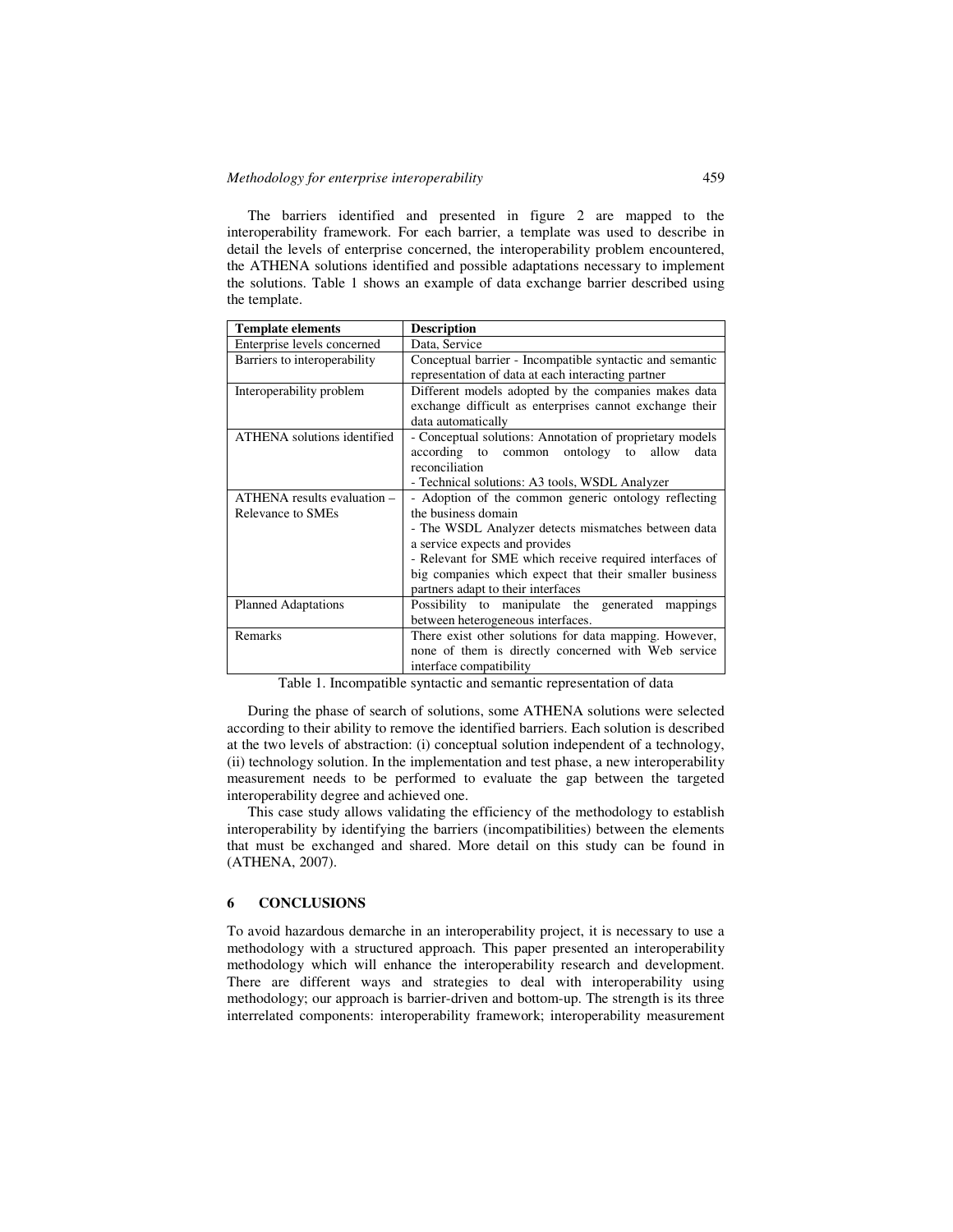The barriers identified and presented in figure 2 are mapped to the interoperability framework. For each barrier, a template was used to describe in detail the levels of enterprise concerned, the interoperability problem encountered, the ATHENA solutions identified and possible adaptations necessary to implement the solutions. Table 1 shows an example of data exchange barrier described using the template.

| **Template elements** | **Description** |
|---|---|
| Enterprise levels concerned | Data, Service |
| Barriers to interoperability | Conceptual barrier - Incompatible syntactic and semantic representation of data at each interacting partner |
| Interoperability problem | Different models adopted by the companies makes data exchange difficult as enterprises cannot exchange their data automatically |
| ATHENA solutions identified | - Conceptual solutions: Annotation of proprietary models according to common ontology to allow data reconciliation<br>- Technical solutions: A3 tools, WSDL Analyzer |
| ATHENA results evaluation – Relevance to SMEs | - Adoption of the common generic ontology reflecting the business domain<br>- The WSDL Analyzer detects mismatches between data a service expects and provides<br>- Relevant for SME which receive required interfaces of big companies which expect that their smaller business partners adapt to their interfaces |
| Planned Adaptations | Possibility to manipulate the generated mappings between heterogeneous interfaces. |
| Remarks | There exist other solutions for data mapping. However, none of them is directly concerned with Web service interface compatibility |

Table 1. Incompatible syntactic and semantic representation of data

During the phase of search of solutions, some ATHENA solutions were selected according to their ability to remove the identified barriers. Each solution is described at the two levels of abstraction: (i) conceptual solution independent of a technology, (ii) technology solution. In the implementation and test phase, a new interoperability measurement needs to be performed to evaluate the gap between the targeted interoperability degree and achieved one.

This case study allows validating the efficiency of the methodology to establish interoperability by identifying the barriers (incompatibilities) between the elements that must be exchanged and shared. More detail on this study can be found in (ATHENA, 2007).

## 6 CONCLUSIONS

To avoid hazardous demarche in an interoperability project, it is necessary to use a methodology with a structured approach. This paper presented an interoperability methodology which will enhance the interoperability research and development. There are different ways and strategies to deal with interoperability using methodology; our approach is barrier-driven and bottom-up. The strength is its three interrelated components: interoperability framework; interoperability measurement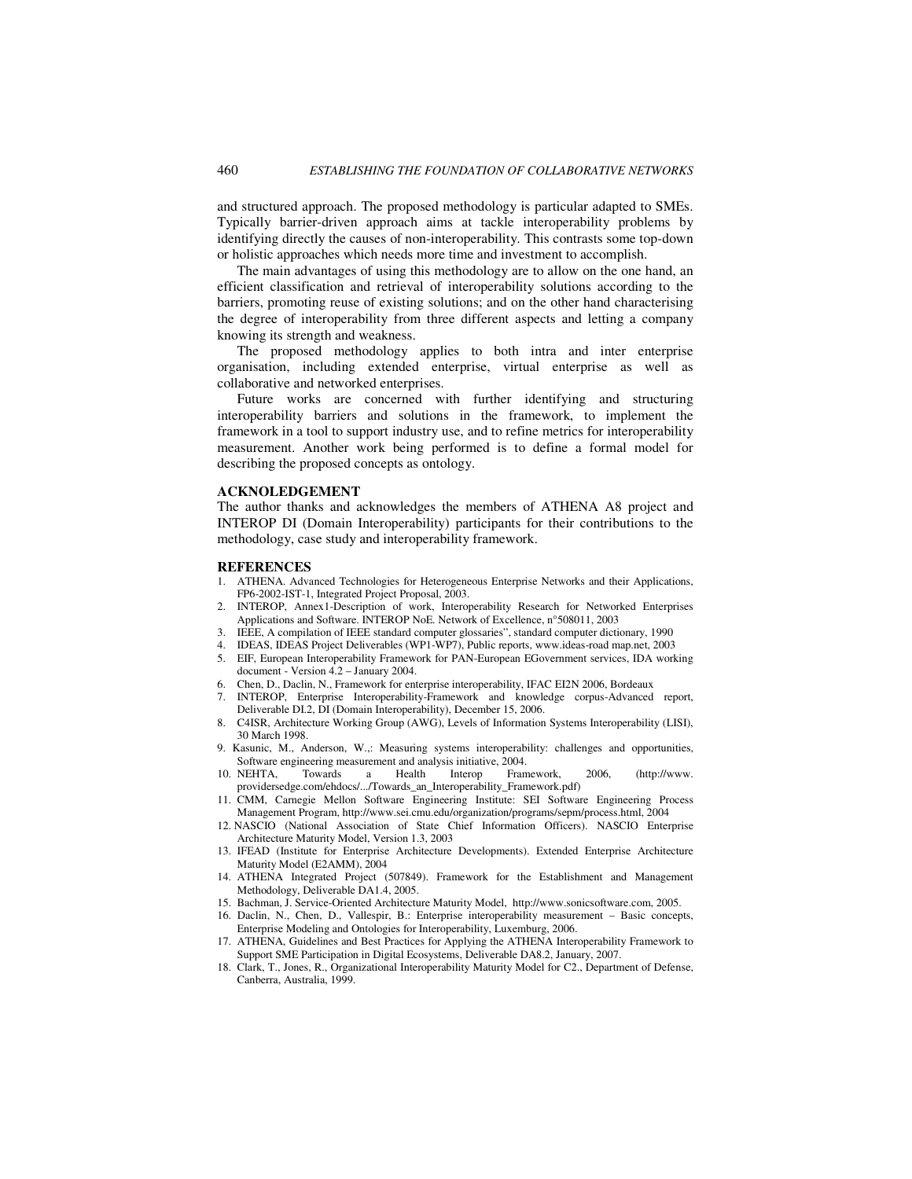and structured approach. The proposed methodology is particular adapted to SMEs. Typically barrier-driven approach aims at tackle interoperability problems by identifying directly the causes of non-interoperability. This contrasts some top-down or holistic approaches which needs more time and investment to accomplish.

The main advantages of using this methodology are to allow on the one hand, an efficient classification and retrieval of interoperability solutions according to the barriers, promoting reuse of existing solutions; and on the other hand characterising the degree of interoperability from three different aspects and letting a company knowing its strength and weakness.

The proposed methodology applies to both intra and inter enterprise organisation, including extended enterprise, virtual enterprise as well as collaborative and networked enterprises.

Future works are concerned with further identifying and structuring interoperability barriers and solutions in the framework, to implement the framework in a tool to support industry use, and to refine metrics for interoperability measurement. Another work being performed is to define a formal model for describing the proposed concepts as ontology.

### ACKNOLEDGEMENT

The author thanks and acknowledges the members of ATHENA A8 project and INTEROP DI (Domain Interoperability) participants for their contributions to the methodology, case study and interoperability framework.

### REFERENCES

1. ATHENA. Advanced Technologies for Heterogeneous Enterprise Networks and their Applications, FP6-2002-IST-1, Integrated Project Proposal, 2003.
2. INTEROP, Annex1-Description of work, Interoperability Research for Networked Enterprises Applications and Software. INTEROP NoE. Network of Excellence, n°508011, 2003
3. IEEE, A compilation of IEEE standard computer glossaries", standard computer dictionary, 1990
4. IDEAS, IDEAS Project Deliverables (WP1-WP7), Public reports, www.ideas-road map.net, 2003
5. EIF, European Interoperability Framework for PAN-European EGovernment services, IDA working document - Version 4.2 – January 2004.
6. Chen, D., Daclin, N., Framework for enterprise interoperability, IFAC EI2N 2006, Bordeaux
7. INTEROP, Enterprise Interoperability-Framework and knowledge corpus-Advanced report, Deliverable DI.2, DI (Domain Interoperability), December 15, 2006.
8. C4ISR, Architecture Working Group (AWG), Levels of Information Systems Interoperability (LISI), 30 March 1998.
9. Kasunic, M., Anderson, W.,: Measuring systems interoperability: challenges and opportunities, Software engineering measurement and analysis initiative, 2004.
10. NEHTA, Towards a Health Interop Framework, 2006, (http://www.providersedge.com/ehdocs/.../Towards_an_Interoperability_Framework.pdf)
11. CMM, Carnegie Mellon Software Engineering Institute: SEI Software Engineering Process Management Program, http://www.sei.cmu.edu/organization/programs/sepm/process.html, 2004
12. NASCIO (National Association of State Chief Information Officers). NASCIO Enterprise Architecture Maturity Model, Version 1.3, 2003
13. IFEAD (Institute for Enterprise Architecture Developments). Extended Enterprise Architecture Maturity Model (E2AMM), 2004
14. ATHENA Integrated Project (507849). Framework for the Establishment and Management Methodology, Deliverable DA1.4, 2005.
15. Bachman, J. Service-Oriented Architecture Maturity Model, http://www.sonicsoftware.com, 2005.
16. Daclin, N., Chen, D., Vallespir, B.: Enterprise interoperability measurement – Basic concepts, Enterprise Modeling and Ontologies for Interoperability, Luxemburg, 2006.
17. ATHENA, Guidelines and Best Practices for Applying the ATHENA Interoperability Framework to Support SME Participation in Digital Ecosystems, Deliverable DA8.2, January, 2007.
18. Clark, T., Jones, R., Organizational Interoperability Maturity Model for C2., Department of Defense, Canberra, Australia, 1999.